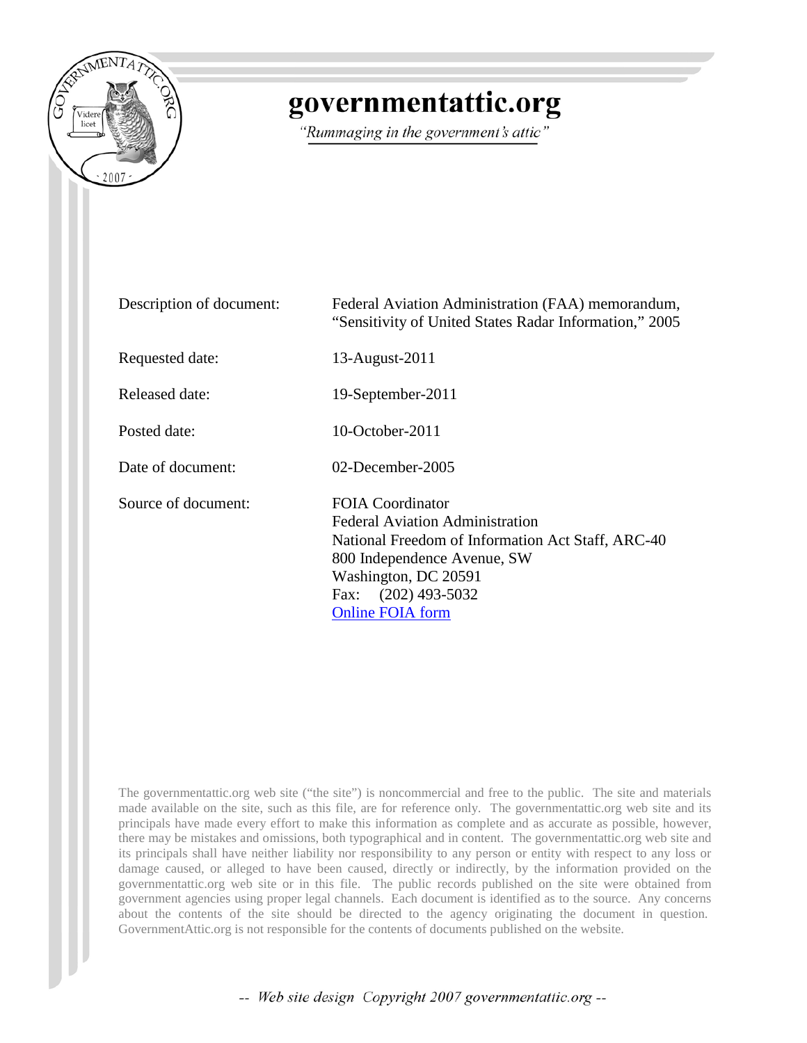# governmentattic.org

*"Rummaging in the government's attic"*

| | |
|---|---|
| Description of document: | Federal Aviation Administration (FAA) memorandum, "Sensitivity of United States Radar Information," 2005 |
| Requested date: | 13-August-2011 |
| Released date: | 19-September-2011 |
| Posted date: | 10-October-2011 |
| Date of document: | 02-December-2005 |
| Source of document: | FOIA Coordinator<br>Federal Aviation Administration<br>National Freedom of Information Act Staff, ARC-40<br>800 Independence Avenue, SW<br>Washington, DC 20591<br>Fax: (202) 493-5032<br>Online FOIA form |

The governmentattic.org web site ("the site") is noncommercial and free to the public. The site and materials made available on the site, such as this file, are for reference only. The governmentattic.org web site and its principals have made every effort to make this information as complete and as accurate as possible, however, there may be mistakes and omissions, both typographical and in content. The governmentattic.org web site and its principals shall have neither liability nor responsibility to any person or entity with respect to any loss or damage caused, or alleged to have been caused, directly or indirectly, by the information provided on the governmentattic.org web site or in this file. The public records published on the site were obtained from government agencies using proper legal channels. Each document is identified as to the source. Any concerns about the contents of the site should be directed to the agency originating the document in question. GovernmentAttic.org is not responsible for the contents of documents published on the website.

-- Web site design Copyright 2007 governmentattic.org --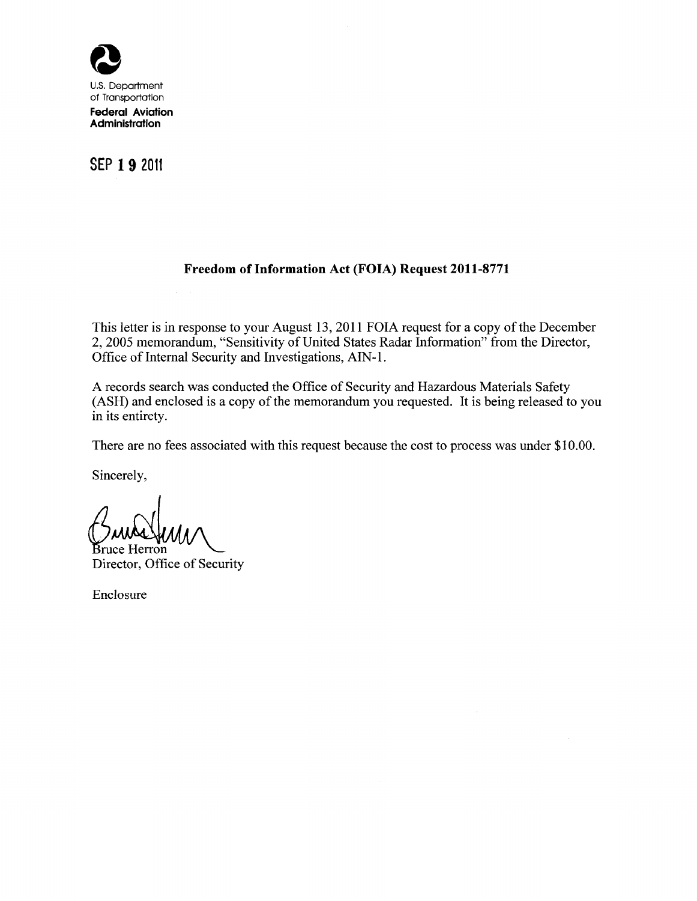U.S. Department of Transportation

**Federal Aviation Administration**

SEP 19 2011

### Freedom of Information Act (FOIA) Request 2011-8771

This letter is in response to your August 13, 2011 FOIA request for a copy of the December 2, 2005 memorandum, "Sensitivity of United States Radar Information" from the Director, Office of Internal Security and Investigations, AIN-1.

A records search was conducted the Office of Security and Hazardous Materials Safety (ASH) and enclosed is a copy of the memorandum you requested. It is being released to you in its entirety.

There are no fees associated with this request because the cost to process was under $10.00.

Sincerely,

Bruce Herron
Director, Office of Security

Enclosure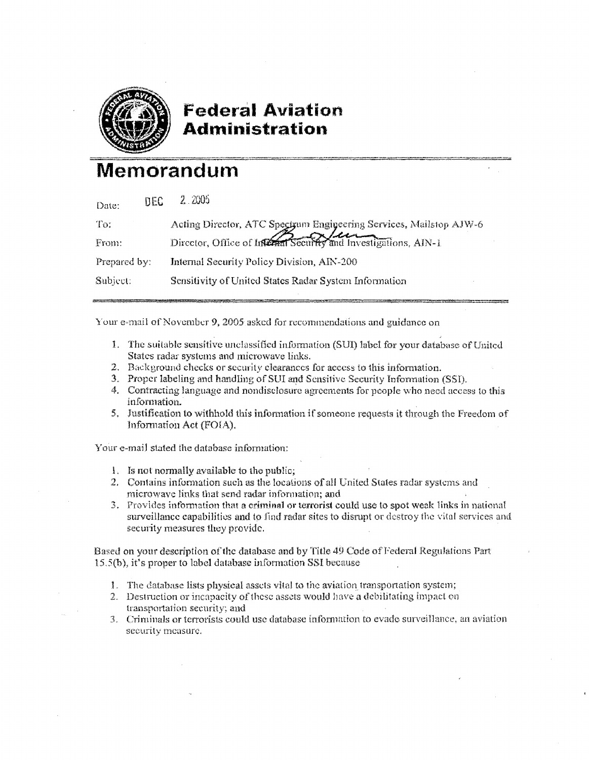**Federal Aviation Administration**

# Memorandum

| | |
|---|---|
| Date: | DEC 2 2005 |
| To: | Acting Director, ATC Spectrum Engineering Services, Mailstop AJW-6 |
| From: | Director, Office of Internal Security and Investigations, AIN-1 |
| Prepared by: | Internal Security Policy Division, AIN-200 |
| Subject: | Sensitivity of United States Radar System Information |

Your e-mail of November 9, 2005 asked for recommendations and guidance on

1. The suitable sensitive unclassified information (SUI) label for your database of United States radar systems and microwave links.
2. Background checks or security clearances for access to this information.
3. Proper labeling and handling of SUI and Sensitive Security Information (SSI).
4. Contracting language and nondisclosure agreements for people who need access to this information.
5. Justification to withhold this information if someone requests it through the Freedom of Information Act (FOIA).

Your e-mail stated the database information:

1. Is not normally available to the public;
2. Contains information such as the locations of all United States radar systems and microwave links that send radar information; and
3. Provides information that a criminal or terrorist could use to spot weak links in national surveillance capabilities and to find radar sites to disrupt or destroy the vital services and security measures they provide.

Based on your description of the database and by Title 49 Code of Federal Regulations Part 15.5(b), it's proper to label database information SSI because

1. The database lists physical assets vital to the aviation transportation system;
2. Destruction or incapacity of these assets would have a debilitating impact on transportation security; and
3. Criminals or terrorists could use database information to evade surveillance, an aviation security measure.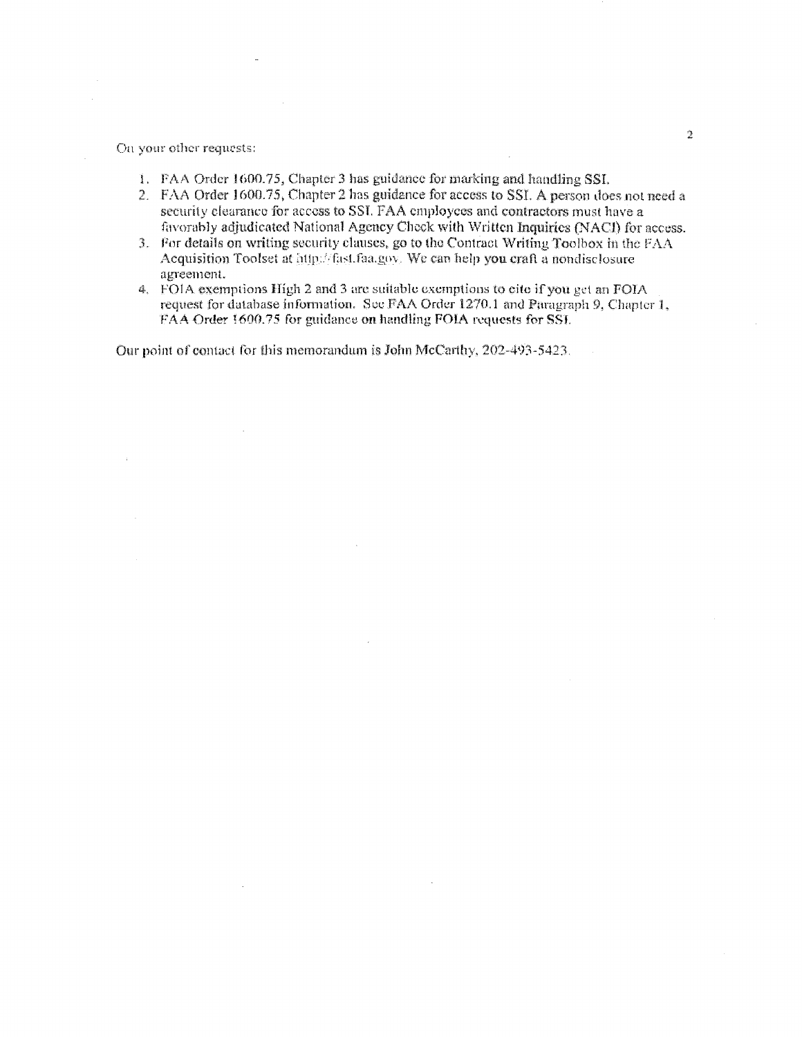On your other requests:

1. FAA Order 1600.75, Chapter 3 has guidance for marking and handling SSI.
2. FAA Order 1600.75, Chapter 2 has guidance for access to SSI. A person does not need a security clearance for access to SSI. FAA employees and contractors must have a favorably adjudicated National Agency Check with Written Inquiries (NACI) for access.
3. For details on writing security clauses, go to the Contract Writing Toolbox in the FAA Acquisition Toolset at http://fast.faa.gov. We can help you craft a nondisclosure agreement.
4. FOIA exemptions High 2 and 3 are suitable exemptions to cite if you get an FOIA request for database information. See FAA Order 1270.1 and Paragraph 9, Chapter 1, FAA Order 1600.75 for guidance on handling FOIA requests for SSI.

Our point of contact for this memorandum is John McCarthy, 202-493-5423.